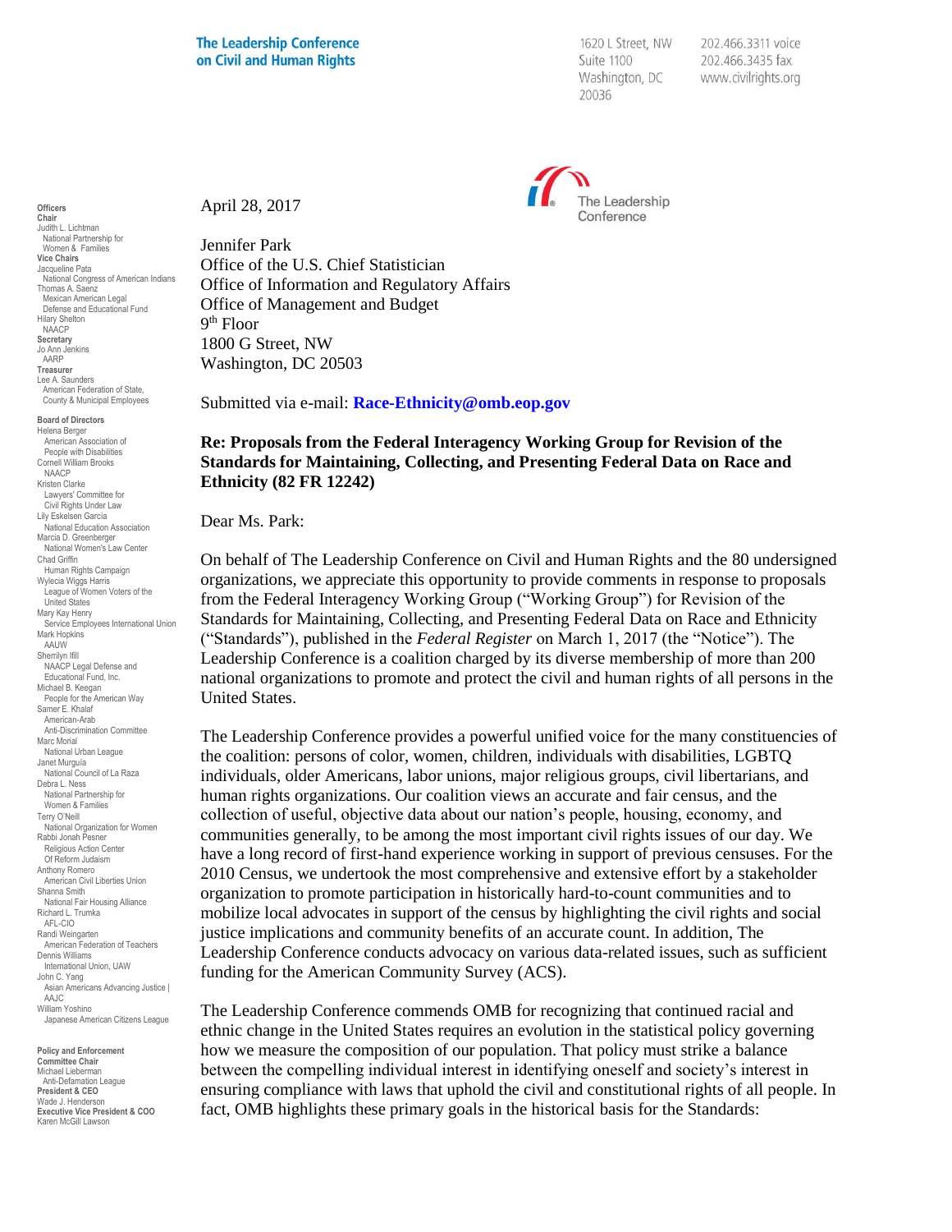**The Leadership Conference on Civil and Human Rights**

1620 L Street, NW
Suite 1100
Washington, DC
20036

202.466.3311 voice
202.466.3435 fax
www.civilrights.org

The Leadership Conference

**Officers**
**Chair**
Judith L. Lichtman
National Partnership for Women & Families
**Vice Chairs**
Jacqueline Pata
National Congress of American Indians
Thomas A. Saenz
Mexican American Legal Defense and Educational Fund
Hilary Shelton
NAACP
**Secretary**
Jo Ann Jenkins
AARP
**Treasurer**
Lee A. Saunders
American Federation of State, County & Municipal Employees

**Board of Directors**
Helena Berger
American Association of People with Disabilities
Cornell William Brooks
NAACP
Kristen Clarke
Lawyers' Committee for Civil Rights Under Law
Lily Eskelsen García
National Education Association
Marcia D. Greenberger
National Women's Law Center
Chad Griffin
Human Rights Campaign
Wylecia Wiggs Harris
League of Women Voters of the United States
Mary Kay Henry
Service Employees International Union
Mark Hopkins
AAUW
Sherrilyn Ifill
NAACP Legal Defense and Educational Fund, Inc.
Michael B. Keegan
People for the American Way
Samer E. Khalaf
American-Arab Anti-Discrimination Committee
Marc Morial
National Urban League
Janet Murguía
National Council of La Raza
Debra L. Ness
National Partnership for Women & Families
Terry O'Neill
National Organization for Women
Rabbi Jonah Pesner
Religious Action Center Of Reform Judaism
Anthony Romero
American Civil Liberties Union
Shanna Smith
National Fair Housing Alliance
Richard L. Trumka
AFL-CIO
Randi Weingarten
American Federation of Teachers
Dennis Williams
International Union, UAW
John C. Yang
Asian Americans Advancing Justice | AAJC
William Yoshino
Japanese American Citizens League

**Policy and Enforcement Committee Chair**
Michael Lieberman
Anti-Defamation League
**President & CEO**
Wade J. Henderson
**Executive Vice President & COO**
Karen McGill Lawson

April 28, 2017

Jennifer Park
Office of the U.S. Chief Statistician
Office of Information and Regulatory Affairs
Office of Management and Budget
9th Floor
1800 G Street, NW
Washington, DC 20503

Submitted via e-mail: **Race-Ethnicity@omb.eop.gov**

**Re: Proposals from the Federal Interagency Working Group for Revision of the Standards for Maintaining, Collecting, and Presenting Federal Data on Race and Ethnicity (82 FR 12242)**

Dear Ms. Park:

On behalf of The Leadership Conference on Civil and Human Rights and the 80 undersigned organizations, we appreciate this opportunity to provide comments in response to proposals from the Federal Interagency Working Group ("Working Group") for Revision of the Standards for Maintaining, Collecting, and Presenting Federal Data on Race and Ethnicity ("Standards"), published in the *Federal Register* on March 1, 2017 (the "Notice"). The Leadership Conference is a coalition charged by its diverse membership of more than 200 national organizations to promote and protect the civil and human rights of all persons in the United States.

The Leadership Conference provides a powerful unified voice for the many constituencies of the coalition: persons of color, women, children, individuals with disabilities, LGBTQ individuals, older Americans, labor unions, major religious groups, civil libertarians, and human rights organizations. Our coalition views an accurate and fair census, and the collection of useful, objective data about our nation's people, housing, economy, and communities generally, to be among the most important civil rights issues of our day. We have a long record of first-hand experience working in support of previous censuses. For the 2010 Census, we undertook the most comprehensive and extensive effort by a stakeholder organization to promote participation in historically hard-to-count communities and to mobilize local advocates in support of the census by highlighting the civil rights and social justice implications and community benefits of an accurate count. In addition, The Leadership Conference conducts advocacy on various data-related issues, such as sufficient funding for the American Community Survey (ACS).

The Leadership Conference commends OMB for recognizing that continued racial and ethnic change in the United States requires an evolution in the statistical policy governing how we measure the composition of our population. That policy must strike a balance between the compelling individual interest in identifying oneself and society's interest in ensuring compliance with laws that uphold the civil and constitutional rights of all people. In fact, OMB highlights these primary goals in the historical basis for the Standards: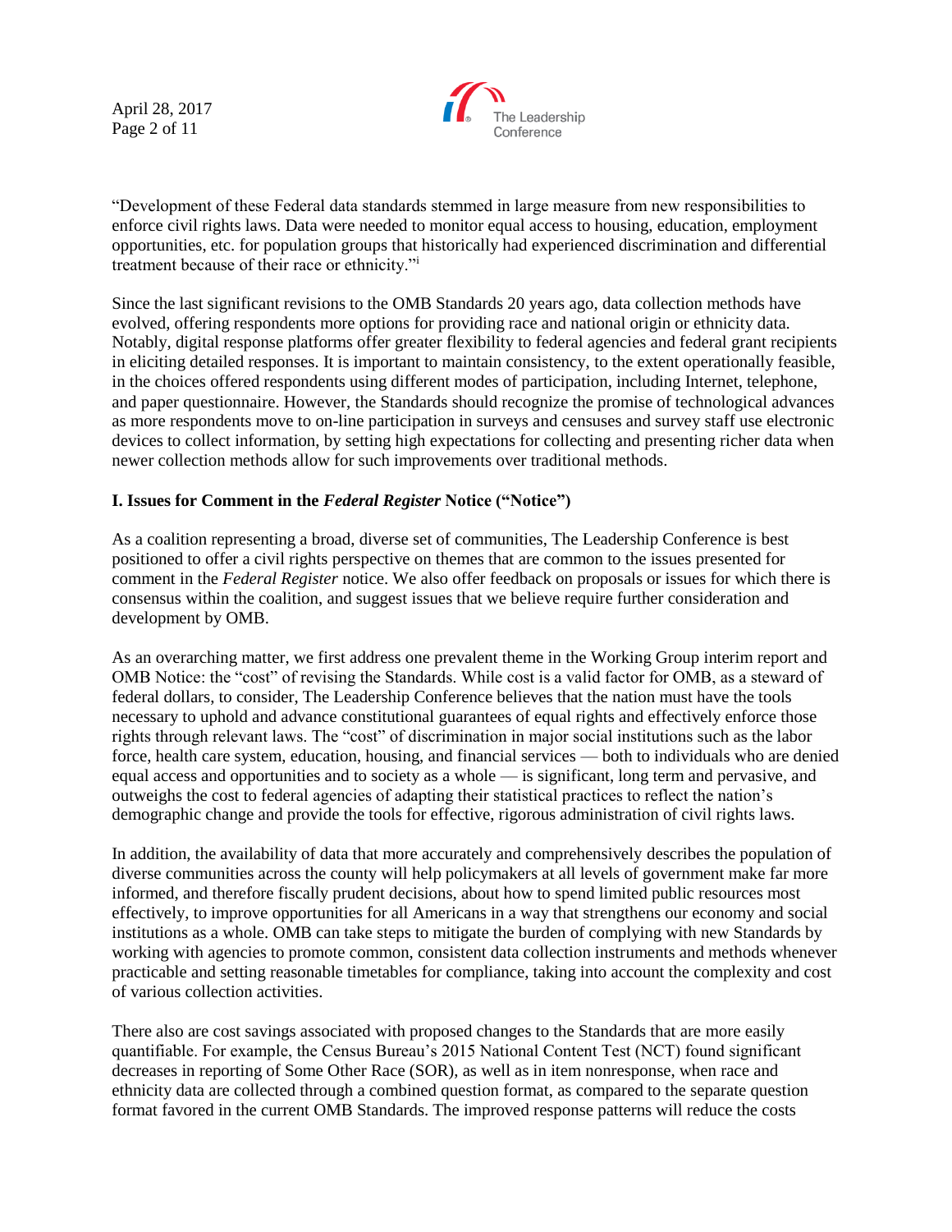"Development of these Federal data standards stemmed in large measure from new responsibilities to enforce civil rights laws. Data were needed to monitor equal access to housing, education, employment opportunities, etc. for population groups that historically had experienced discrimination and differential treatment because of their race or ethnicity."[i]

Since the last significant revisions to the OMB Standards 20 years ago, data collection methods have evolved, offering respondents more options for providing race and national origin or ethnicity data. Notably, digital response platforms offer greater flexibility to federal agencies and federal grant recipients in eliciting detailed responses. It is important to maintain consistency, to the extent operationally feasible, in the choices offered respondents using different modes of participation, including Internet, telephone, and paper questionnaire. However, the Standards should recognize the promise of technological advances as more respondents move to on-line participation in surveys and censuses and survey staff use electronic devices to collect information, by setting high expectations for collecting and presenting richer data when newer collection methods allow for such improvements over traditional methods.

**I. Issues for Comment in the *Federal Register* Notice ("Notice")**

As a coalition representing a broad, diverse set of communities, The Leadership Conference is best positioned to offer a civil rights perspective on themes that are common to the issues presented for comment in the *Federal Register* notice. We also offer feedback on proposals or issues for which there is consensus within the coalition, and suggest issues that we believe require further consideration and development by OMB.

As an overarching matter, we first address one prevalent theme in the Working Group interim report and OMB Notice: the "cost" of revising the Standards. While cost is a valid factor for OMB, as a steward of federal dollars, to consider, The Leadership Conference believes that the nation must have the tools necessary to uphold and advance constitutional guarantees of equal rights and effectively enforce those rights through relevant laws. The "cost" of discrimination in major social institutions such as the labor force, health care system, education, housing, and financial services — both to individuals who are denied equal access and opportunities and to society as a whole — is significant, long term and pervasive, and outweighs the cost to federal agencies of adapting their statistical practices to reflect the nation's demographic change and provide the tools for effective, rigorous administration of civil rights laws.

In addition, the availability of data that more accurately and comprehensively describes the population of diverse communities across the county will help policymakers at all levels of government make far more informed, and therefore fiscally prudent decisions, about how to spend limited public resources most effectively, to improve opportunities for all Americans in a way that strengthens our economy and social institutions as a whole. OMB can take steps to mitigate the burden of complying with new Standards by working with agencies to promote common, consistent data collection instruments and methods whenever practicable and setting reasonable timetables for compliance, taking into account the complexity and cost of various collection activities.

There also are cost savings associated with proposed changes to the Standards that are more easily quantifiable. For example, the Census Bureau's 2015 National Content Test (NCT) found significant decreases in reporting of Some Other Race (SOR), as well as in item nonresponse, when race and ethnicity data are collected through a combined question format, as compared to the separate question format favored in the current OMB Standards. The improved response patterns will reduce the costs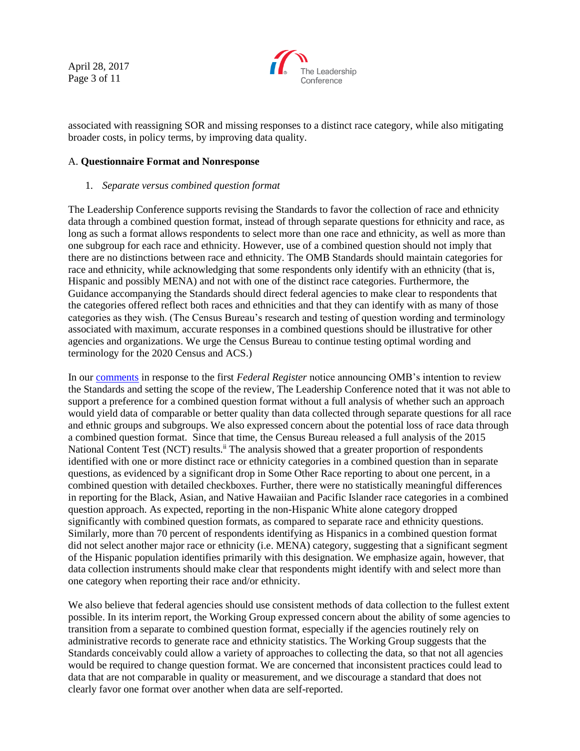associated with reassigning SOR and missing responses to a distinct race category, while also mitigating broader costs, in policy terms, by improving data quality.

A. **Questionnaire Format and Nonresponse**

1. *Separate versus combined question format*

The Leadership Conference supports revising the Standards to favor the collection of race and ethnicity data through a combined question format, instead of through separate questions for ethnicity and race, as long as such a format allows respondents to select more than one race and ethnicity, as well as more than one subgroup for each race and ethnicity. However, use of a combined question should not imply that there are no distinctions between race and ethnicity. The OMB Standards should maintain categories for race and ethnicity, while acknowledging that some respondents only identify with an ethnicity (that is, Hispanic and possibly MENA) and not with one of the distinct race categories. Furthermore, the Guidance accompanying the Standards should direct federal agencies to make clear to respondents that the categories offered reflect both races and ethnicities and that they can identify with as many of those categories as they wish. (The Census Bureau's research and testing of question wording and terminology associated with maximum, accurate responses in a combined questions should be illustrative for other agencies and organizations. We urge the Census Bureau to continue testing optimal wording and terminology for the 2020 Census and ACS.)

In our comments in response to the first *Federal Register* notice announcing OMB's intention to review the Standards and setting the scope of the review, The Leadership Conference noted that it was not able to support a preference for a combined question format without a full analysis of whether such an approach would yield data of comparable or better quality than data collected through separate questions for all race and ethnic groups and subgroups. We also expressed concern about the potential loss of race data through a combined question format. Since that time, the Census Bureau released a full analysis of the 2015 National Content Test (NCT) results.[ii] The analysis showed that a greater proportion of respondents identified with one or more distinct race or ethnicity categories in a combined question than in separate questions, as evidenced by a significant drop in Some Other Race reporting to about one percent, in a combined question with detailed checkboxes. Further, there were no statistically meaningful differences in reporting for the Black, Asian, and Native Hawaiian and Pacific Islander race categories in a combined question approach. As expected, reporting in the non-Hispanic White alone category dropped significantly with combined question formats, as compared to separate race and ethnicity questions. Similarly, more than 70 percent of respondents identifying as Hispanics in a combined question format did not select another major race or ethnicity (i.e. MENA) category, suggesting that a significant segment of the Hispanic population identifies primarily with this designation. We emphasize again, however, that data collection instruments should make clear that respondents might identify with and select more than one category when reporting their race and/or ethnicity.

We also believe that federal agencies should use consistent methods of data collection to the fullest extent possible. In its interim report, the Working Group expressed concern about the ability of some agencies to transition from a separate to combined question format, especially if the agencies routinely rely on administrative records to generate race and ethnicity statistics. The Working Group suggests that the Standards conceivably could allow a variety of approaches to collecting the data, so that not all agencies would be required to change question format. We are concerned that inconsistent practices could lead to data that are not comparable in quality or measurement, and we discourage a standard that does not clearly favor one format over another when data are self-reported.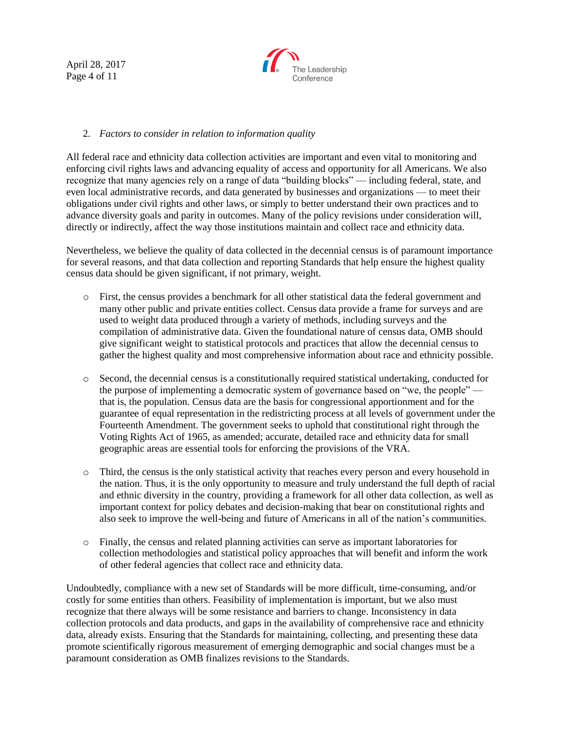2. *Factors to consider in relation to information quality*

All federal race and ethnicity data collection activities are important and even vital to monitoring and enforcing civil rights laws and advancing equality of access and opportunity for all Americans. We also recognize that many agencies rely on a range of data "building blocks" — including federal, state, and even local administrative records, and data generated by businesses and organizations — to meet their obligations under civil rights and other laws, or simply to better understand their own practices and to advance diversity goals and parity in outcomes. Many of the policy revisions under consideration will, directly or indirectly, affect the way those institutions maintain and collect race and ethnicity data.

Nevertheless, we believe the quality of data collected in the decennial census is of paramount importance for several reasons, and that data collection and reporting Standards that help ensure the highest quality census data should be given significant, if not primary, weight.

- First, the census provides a benchmark for all other statistical data the federal government and many other public and private entities collect. Census data provide a frame for surveys and are used to weight data produced through a variety of methods, including surveys and the compilation of administrative data. Given the foundational nature of census data, OMB should give significant weight to statistical protocols and practices that allow the decennial census to gather the highest quality and most comprehensive information about race and ethnicity possible.

- Second, the decennial census is a constitutionally required statistical undertaking, conducted for the purpose of implementing a democratic system of governance based on "we, the people" — that is, the population. Census data are the basis for congressional apportionment and for the guarantee of equal representation in the redistricting process at all levels of government under the Fourteenth Amendment. The government seeks to uphold that constitutional right through the Voting Rights Act of 1965, as amended; accurate, detailed race and ethnicity data for small geographic areas are essential tools for enforcing the provisions of the VRA.

- Third, the census is the only statistical activity that reaches every person and every household in the nation. Thus, it is the only opportunity to measure and truly understand the full depth of racial and ethnic diversity in the country, providing a framework for all other data collection, as well as important context for policy debates and decision-making that bear on constitutional rights and also seek to improve the well-being and future of Americans in all of the nation's communities.

- Finally, the census and related planning activities can serve as important laboratories for collection methodologies and statistical policy approaches that will benefit and inform the work of other federal agencies that collect race and ethnicity data.

Undoubtedly, compliance with a new set of Standards will be more difficult, time-consuming, and/or costly for some entities than others. Feasibility of implementation is important, but we also must recognize that there always will be some resistance and barriers to change. Inconsistency in data collection protocols and data products, and gaps in the availability of comprehensive race and ethnicity data, already exists. Ensuring that the Standards for maintaining, collecting, and presenting these data promote scientifically rigorous measurement of emerging demographic and social changes must be a paramount consideration as OMB finalizes revisions to the Standards.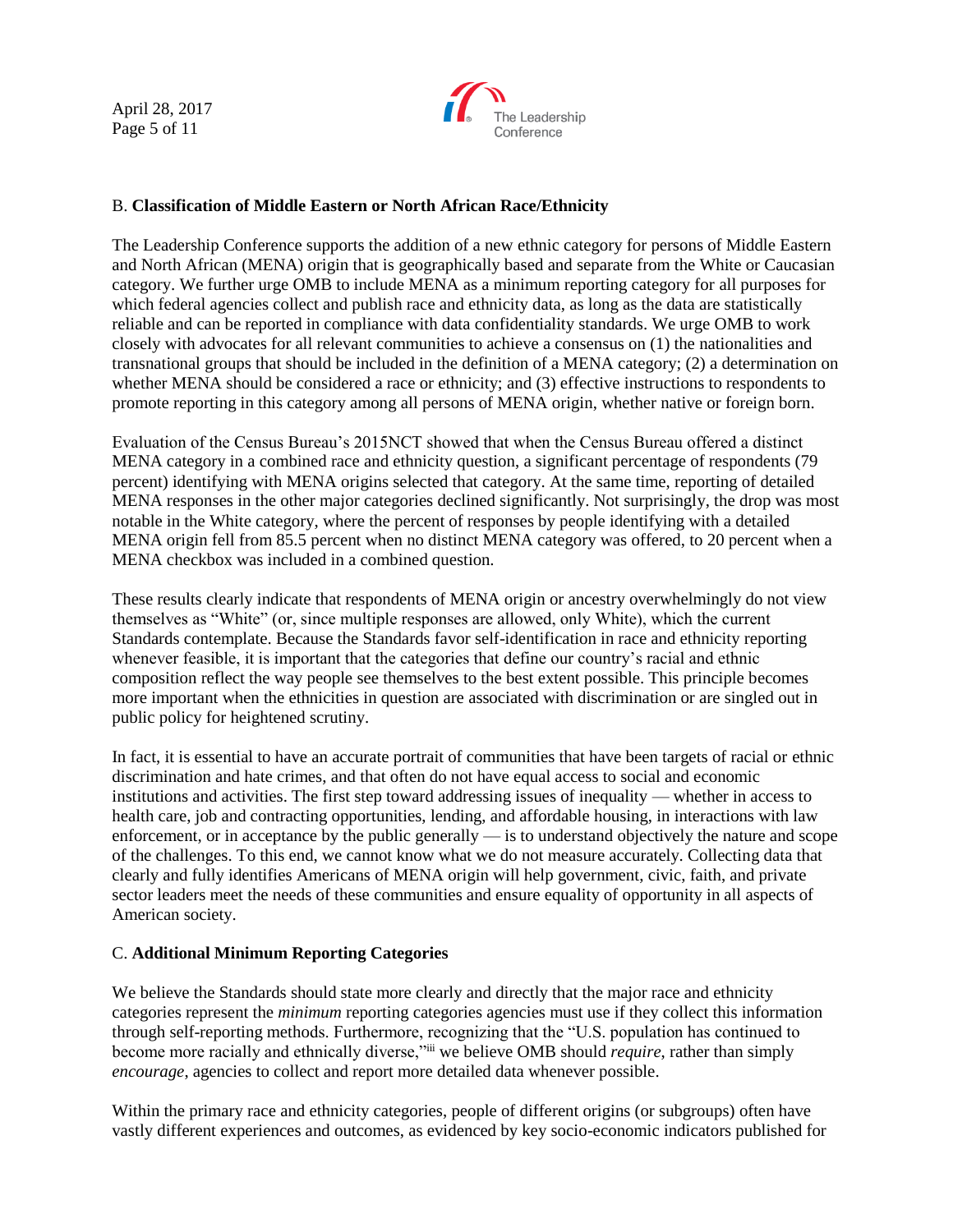B. **Classification of Middle Eastern or North African Race/Ethnicity**

The Leadership Conference supports the addition of a new ethnic category for persons of Middle Eastern and North African (MENA) origin that is geographically based and separate from the White or Caucasian category. We further urge OMB to include MENA as a minimum reporting category for all purposes for which federal agencies collect and publish race and ethnicity data, as long as the data are statistically reliable and can be reported in compliance with data confidentiality standards. We urge OMB to work closely with advocates for all relevant communities to achieve a consensus on (1) the nationalities and transnational groups that should be included in the definition of a MENA category; (2) a determination on whether MENA should be considered a race or ethnicity; and (3) effective instructions to respondents to promote reporting in this category among all persons of MENA origin, whether native or foreign born.

Evaluation of the Census Bureau's 2015NCT showed that when the Census Bureau offered a distinct MENA category in a combined race and ethnicity question, a significant percentage of respondents (79 percent) identifying with MENA origins selected that category. At the same time, reporting of detailed MENA responses in the other major categories declined significantly. Not surprisingly, the drop was most notable in the White category, where the percent of responses by people identifying with a detailed MENA origin fell from 85.5 percent when no distinct MENA category was offered, to 20 percent when a MENA checkbox was included in a combined question.

These results clearly indicate that respondents of MENA origin or ancestry overwhelmingly do not view themselves as "White" (or, since multiple responses are allowed, only White), which the current Standards contemplate. Because the Standards favor self-identification in race and ethnicity reporting whenever feasible, it is important that the categories that define our country's racial and ethnic composition reflect the way people see themselves to the best extent possible. This principle becomes more important when the ethnicities in question are associated with discrimination or are singled out in public policy for heightened scrutiny.

In fact, it is essential to have an accurate portrait of communities that have been targets of racial or ethnic discrimination and hate crimes, and that often do not have equal access to social and economic institutions and activities. The first step toward addressing issues of inequality — whether in access to health care, job and contracting opportunities, lending, and affordable housing, in interactions with law enforcement, or in acceptance by the public generally — is to understand objectively the nature and scope of the challenges. To this end, we cannot know what we do not measure accurately. Collecting data that clearly and fully identifies Americans of MENA origin will help government, civic, faith, and private sector leaders meet the needs of these communities and ensure equality of opportunity in all aspects of American society.

C. **Additional Minimum Reporting Categories**

We believe the Standards should state more clearly and directly that the major race and ethnicity categories represent the *minimum* reporting categories agencies must use if they collect this information through self-reporting methods. Furthermore, recognizing that the "U.S. population has continued to become more racially and ethnically diverse,"[iii] we believe OMB should *require*, rather than simply *encourage*, agencies to collect and report more detailed data whenever possible.

Within the primary race and ethnicity categories, people of different origins (or subgroups) often have vastly different experiences and outcomes, as evidenced by key socio-economic indicators published for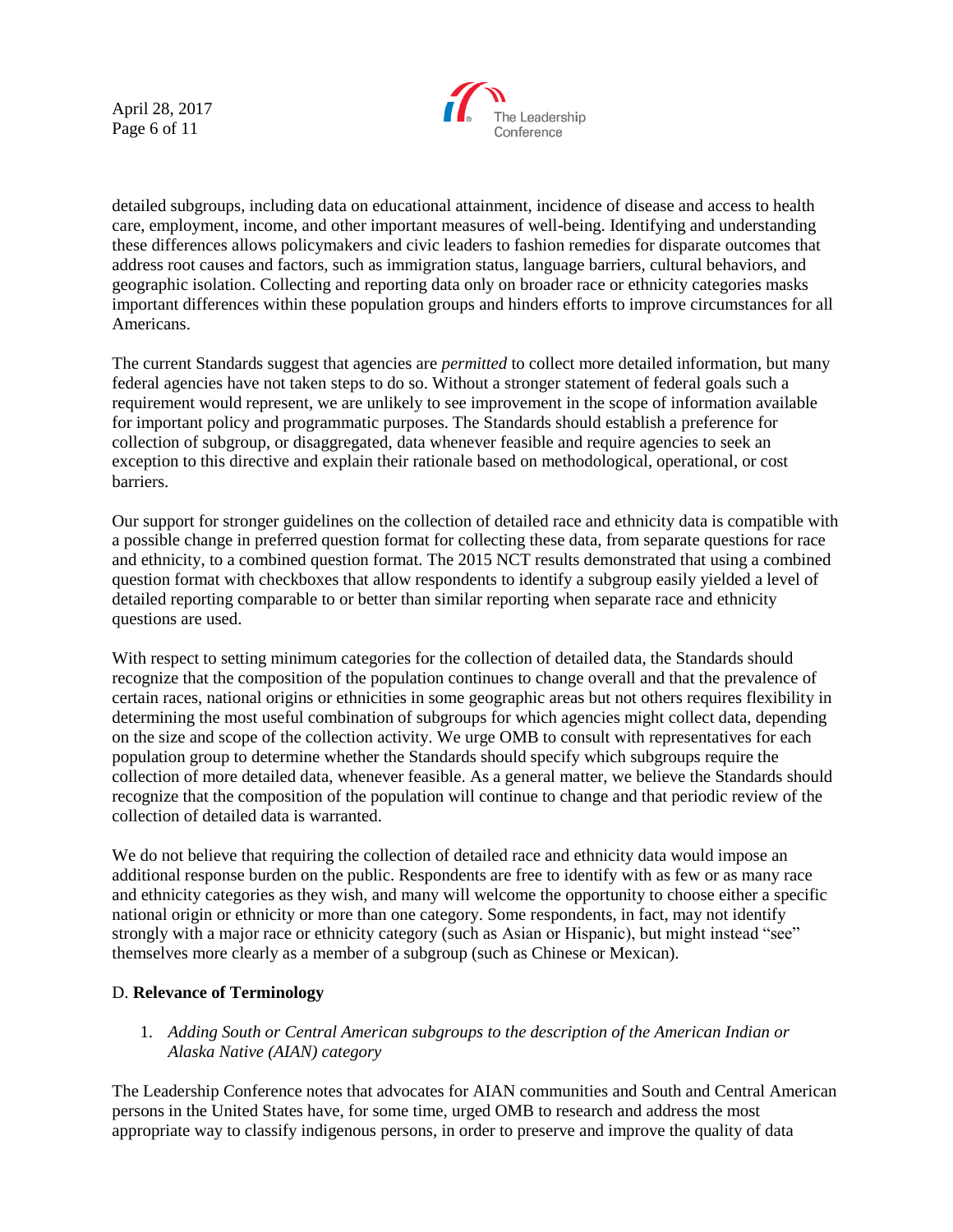detailed subgroups, including data on educational attainment, incidence of disease and access to health care, employment, income, and other important measures of well-being. Identifying and understanding these differences allows policymakers and civic leaders to fashion remedies for disparate outcomes that address root causes and factors, such as immigration status, language barriers, cultural behaviors, and geographic isolation. Collecting and reporting data only on broader race or ethnicity categories masks important differences within these population groups and hinders efforts to improve circumstances for all Americans.

The current Standards suggest that agencies are *permitted* to collect more detailed information, but many federal agencies have not taken steps to do so. Without a stronger statement of federal goals such a requirement would represent, we are unlikely to see improvement in the scope of information available for important policy and programmatic purposes. The Standards should establish a preference for collection of subgroup, or disaggregated, data whenever feasible and require agencies to seek an exception to this directive and explain their rationale based on methodological, operational, or cost barriers.

Our support for stronger guidelines on the collection of detailed race and ethnicity data is compatible with a possible change in preferred question format for collecting these data, from separate questions for race and ethnicity, to a combined question format. The 2015 NCT results demonstrated that using a combined question format with checkboxes that allow respondents to identify a subgroup easily yielded a level of detailed reporting comparable to or better than similar reporting when separate race and ethnicity questions are used.

With respect to setting minimum categories for the collection of detailed data, the Standards should recognize that the composition of the population continues to change overall and that the prevalence of certain races, national origins or ethnicities in some geographic areas but not others requires flexibility in determining the most useful combination of subgroups for which agencies might collect data, depending on the size and scope of the collection activity. We urge OMB to consult with representatives for each population group to determine whether the Standards should specify which subgroups require the collection of more detailed data, whenever feasible. As a general matter, we believe the Standards should recognize that the composition of the population will continue to change and that periodic review of the collection of detailed data is warranted.

We do not believe that requiring the collection of detailed race and ethnicity data would impose an additional response burden on the public. Respondents are free to identify with as few or as many race and ethnicity categories as they wish, and many will welcome the opportunity to choose either a specific national origin or ethnicity or more than one category. Some respondents, in fact, may not identify strongly with a major race or ethnicity category (such as Asian or Hispanic), but might instead "see" themselves more clearly as a member of a subgroup (such as Chinese or Mexican).

### D. **Relevance of Terminology**

1. *Adding South or Central American subgroups to the description of the American Indian or Alaska Native (AIAN) category*

The Leadership Conference notes that advocates for AIAN communities and South and Central American persons in the United States have, for some time, urged OMB to research and address the most appropriate way to classify indigenous persons, in order to preserve and improve the quality of data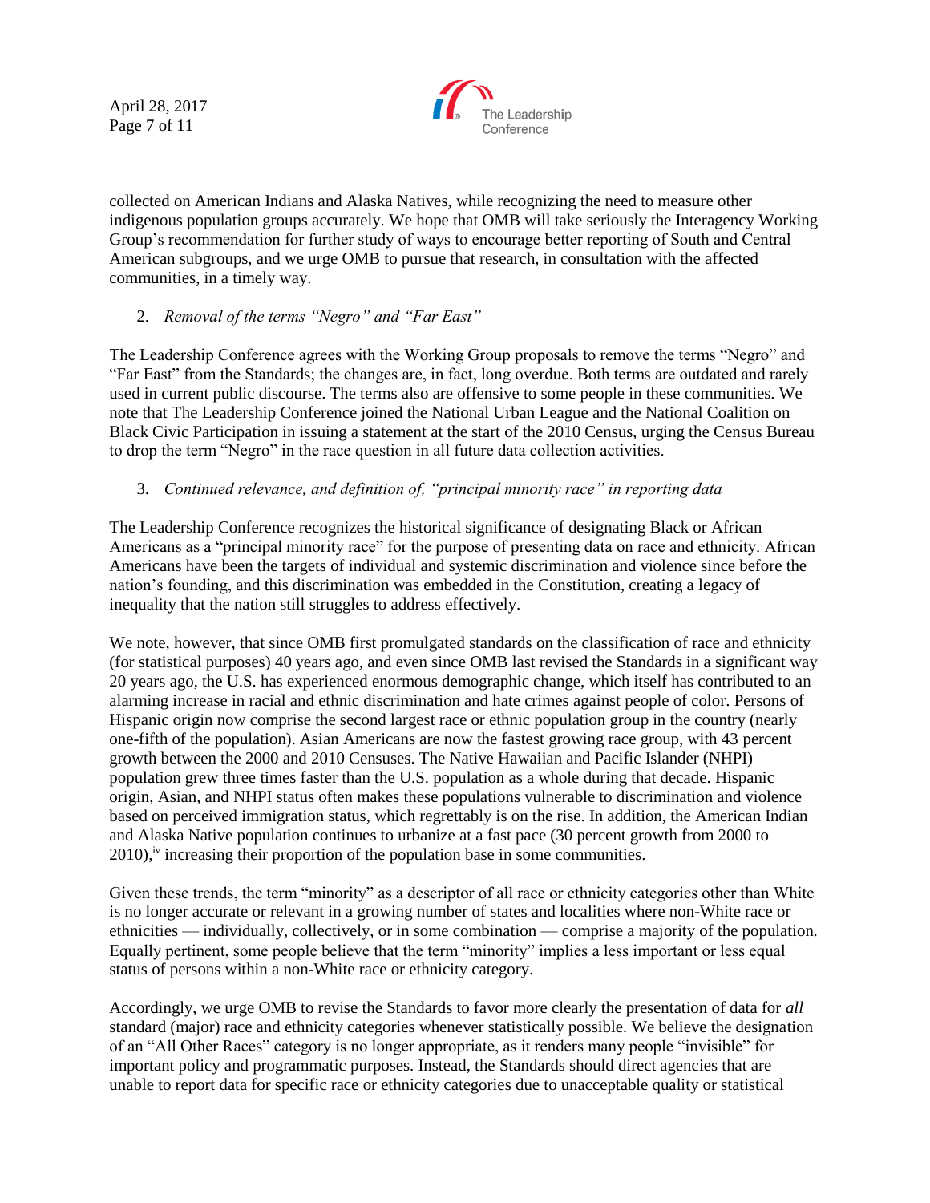collected on American Indians and Alaska Natives, while recognizing the need to measure other indigenous population groups accurately. We hope that OMB will take seriously the Interagency Working Group's recommendation for further study of ways to encourage better reporting of South and Central American subgroups, and we urge OMB to pursue that research, in consultation with the affected communities, in a timely way.

2. *Removal of the terms "Negro" and "Far East"*

The Leadership Conference agrees with the Working Group proposals to remove the terms "Negro" and "Far East" from the Standards; the changes are, in fact, long overdue. Both terms are outdated and rarely used in current public discourse. The terms also are offensive to some people in these communities. We note that The Leadership Conference joined the National Urban League and the National Coalition on Black Civic Participation in issuing a statement at the start of the 2010 Census, urging the Census Bureau to drop the term "Negro" in the race question in all future data collection activities.

3. *Continued relevance, and definition of, "principal minority race" in reporting data*

The Leadership Conference recognizes the historical significance of designating Black or African Americans as a "principal minority race" for the purpose of presenting data on race and ethnicity. African Americans have been the targets of individual and systemic discrimination and violence since before the nation's founding, and this discrimination was embedded in the Constitution, creating a legacy of inequality that the nation still struggles to address effectively.

We note, however, that since OMB first promulgated standards on the classification of race and ethnicity (for statistical purposes) 40 years ago, and even since OMB last revised the Standards in a significant way 20 years ago, the U.S. has experienced enormous demographic change, which itself has contributed to an alarming increase in racial and ethnic discrimination and hate crimes against people of color. Persons of Hispanic origin now comprise the second largest race or ethnic population group in the country (nearly one-fifth of the population). Asian Americans are now the fastest growing race group, with 43 percent growth between the 2000 and 2010 Censuses. The Native Hawaiian and Pacific Islander (NHPI) population grew three times faster than the U.S. population as a whole during that decade. Hispanic origin, Asian, and NHPI status often makes these populations vulnerable to discrimination and violence based on perceived immigration status, which regrettably is on the rise. In addition, the American Indian and Alaska Native population continues to urbanize at a fast pace (30 percent growth from 2000 to 2010),[iv] increasing their proportion of the population base in some communities.

Given these trends, the term "minority" as a descriptor of all race or ethnicity categories other than White is no longer accurate or relevant in a growing number of states and localities where non-White race or ethnicities — individually, collectively, or in some combination — comprise a majority of the population. Equally pertinent, some people believe that the term "minority" implies a less important or less equal status of persons within a non-White race or ethnicity category.

Accordingly, we urge OMB to revise the Standards to favor more clearly the presentation of data for *all* standard (major) race and ethnicity categories whenever statistically possible. We believe the designation of an "All Other Races" category is no longer appropriate, as it renders many people "invisible" for important policy and programmatic purposes. Instead, the Standards should direct agencies that are unable to report data for specific race or ethnicity categories due to unacceptable quality or statistical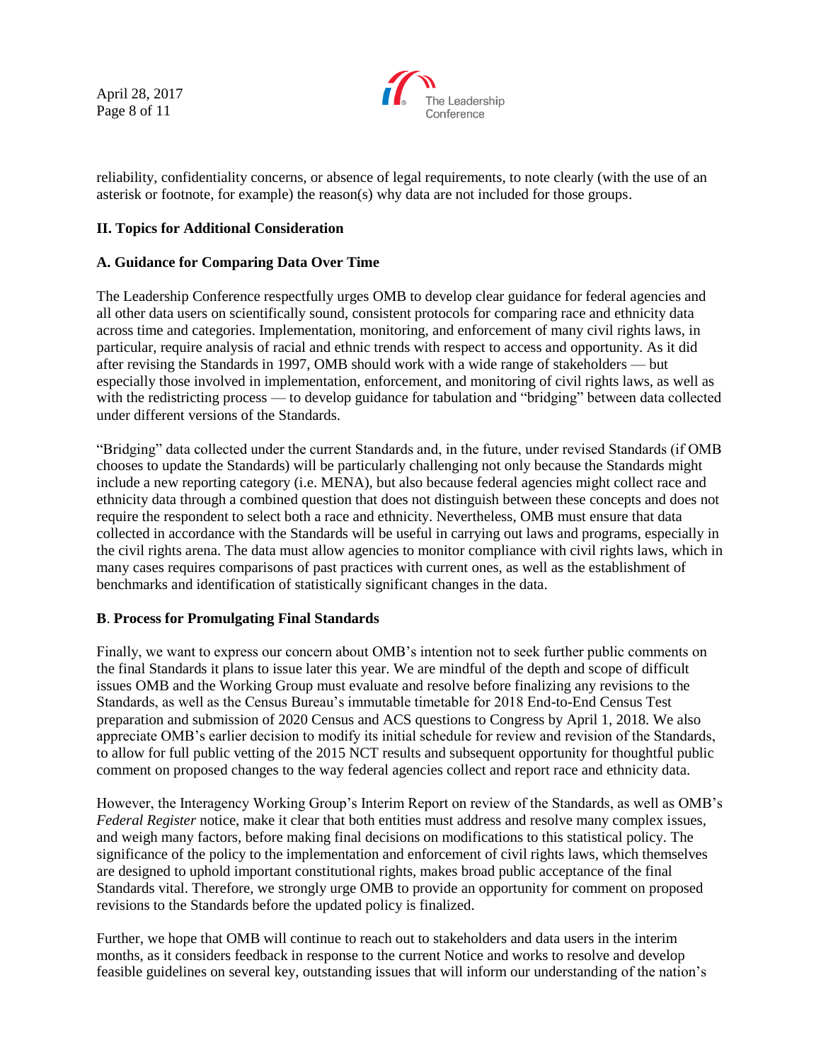reliability, confidentiality concerns, or absence of legal requirements, to note clearly (with the use of an asterisk or footnote, for example) the reason(s) why data are not included for those groups.

**II. Topics for Additional Consideration**

**A. Guidance for Comparing Data Over Time**

The Leadership Conference respectfully urges OMB to develop clear guidance for federal agencies and all other data users on scientifically sound, consistent protocols for comparing race and ethnicity data across time and categories. Implementation, monitoring, and enforcement of many civil rights laws, in particular, require analysis of racial and ethnic trends with respect to access and opportunity. As it did after revising the Standards in 1997, OMB should work with a wide range of stakeholders — but especially those involved in implementation, enforcement, and monitoring of civil rights laws, as well as with the redistricting process — to develop guidance for tabulation and "bridging" between data collected under different versions of the Standards.

"Bridging" data collected under the current Standards and, in the future, under revised Standards (if OMB chooses to update the Standards) will be particularly challenging not only because the Standards might include a new reporting category (i.e. MENA), but also because federal agencies might collect race and ethnicity data through a combined question that does not distinguish between these concepts and does not require the respondent to select both a race and ethnicity. Nevertheless, OMB must ensure that data collected in accordance with the Standards will be useful in carrying out laws and programs, especially in the civil rights arena. The data must allow agencies to monitor compliance with civil rights laws, which in many cases requires comparisons of past practices with current ones, as well as the establishment of benchmarks and identification of statistically significant changes in the data.

**B. Process for Promulgating Final Standards**

Finally, we want to express our concern about OMB's intention not to seek further public comments on the final Standards it plans to issue later this year. We are mindful of the depth and scope of difficult issues OMB and the Working Group must evaluate and resolve before finalizing any revisions to the Standards, as well as the Census Bureau's immutable timetable for 2018 End-to-End Census Test preparation and submission of 2020 Census and ACS questions to Congress by April 1, 2018. We also appreciate OMB's earlier decision to modify its initial schedule for review and revision of the Standards, to allow for full public vetting of the 2015 NCT results and subsequent opportunity for thoughtful public comment on proposed changes to the way federal agencies collect and report race and ethnicity data.

However, the Interagency Working Group's Interim Report on review of the Standards, as well as OMB's *Federal Register* notice, make it clear that both entities must address and resolve many complex issues, and weigh many factors, before making final decisions on modifications to this statistical policy. The significance of the policy to the implementation and enforcement of civil rights laws, which themselves are designed to uphold important constitutional rights, makes broad public acceptance of the final Standards vital. Therefore, we strongly urge OMB to provide an opportunity for comment on proposed revisions to the Standards before the updated policy is finalized.

Further, we hope that OMB will continue to reach out to stakeholders and data users in the interim months, as it considers feedback in response to the current Notice and works to resolve and develop feasible guidelines on several key, outstanding issues that will inform our understanding of the nation's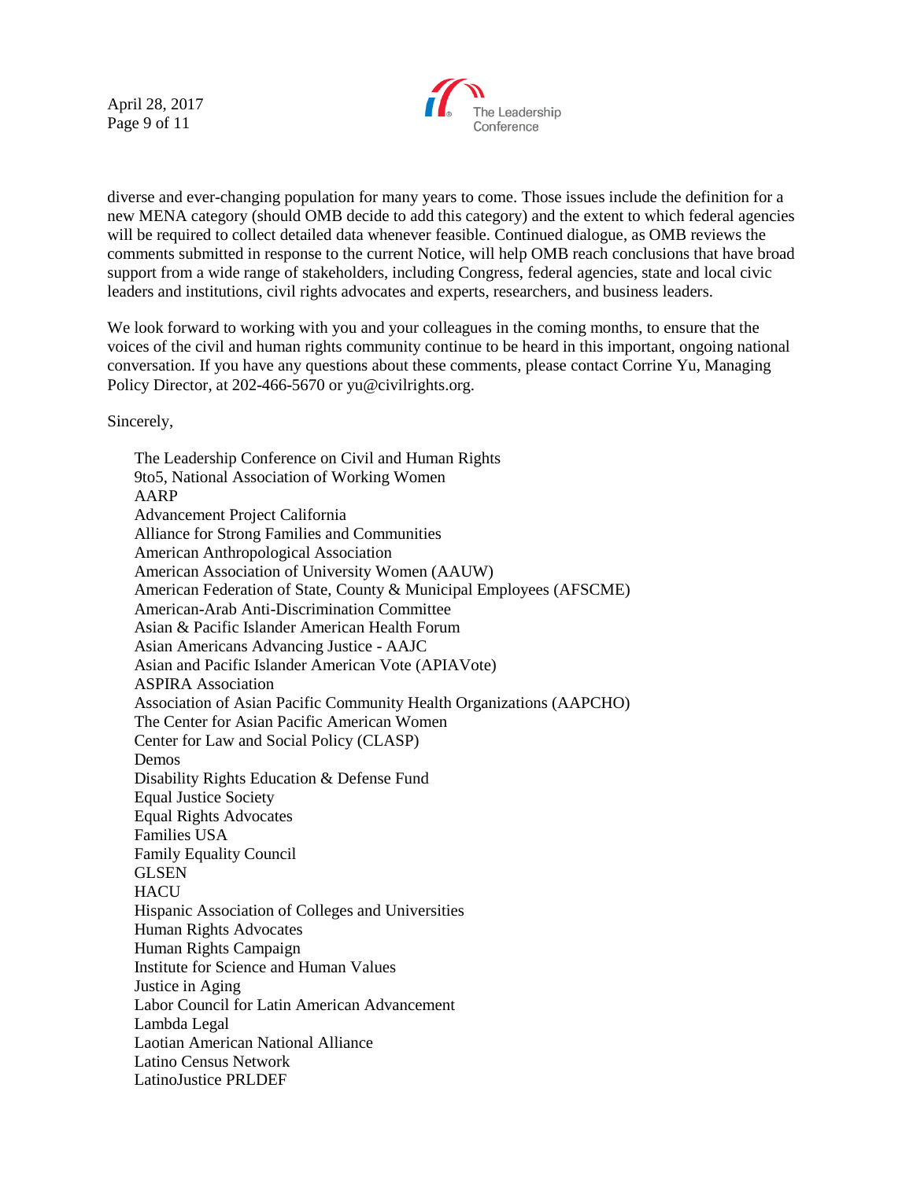diverse and ever-changing population for many years to come. Those issues include the definition for a new MENA category (should OMB decide to add this category) and the extent to which federal agencies will be required to collect detailed data whenever feasible. Continued dialogue, as OMB reviews the comments submitted in response to the current Notice, will help OMB reach conclusions that have broad support from a wide range of stakeholders, including Congress, federal agencies, state and local civic leaders and institutions, civil rights advocates and experts, researchers, and business leaders.

We look forward to working with you and your colleagues in the coming months, to ensure that the voices of the civil and human rights community continue to be heard in this important, ongoing national conversation. If you have any questions about these comments, please contact Corrine Yu, Managing Policy Director, at 202-466-5670 or yu@civilrights.org.

Sincerely,

The Leadership Conference on Civil and Human Rights  
9to5, National Association of Working Women  
AARP  
Advancement Project California  
Alliance for Strong Families and Communities  
American Anthropological Association  
American Association of University Women (AAUW)  
American Federation of State, County & Municipal Employees (AFSCME)  
American-Arab Anti-Discrimination Committee  
Asian & Pacific Islander American Health Forum  
Asian Americans Advancing Justice - AAJC  
Asian and Pacific Islander American Vote (APIAVote)  
ASPIRA Association  
Association of Asian Pacific Community Health Organizations (AAPCHO)  
The Center for Asian Pacific American Women  
Center for Law and Social Policy (CLASP)  
Demos  
Disability Rights Education & Defense Fund  
Equal Justice Society  
Equal Rights Advocates  
Families USA  
Family Equality Council  
GLSEN  
HACU  
Hispanic Association of Colleges and Universities  
Human Rights Advocates  
Human Rights Campaign  
Institute for Science and Human Values  
Justice in Aging  
Labor Council for Latin American Advancement  
Lambda Legal  
Laotian American National Alliance  
Latino Census Network  
LatinoJustice PRLDEF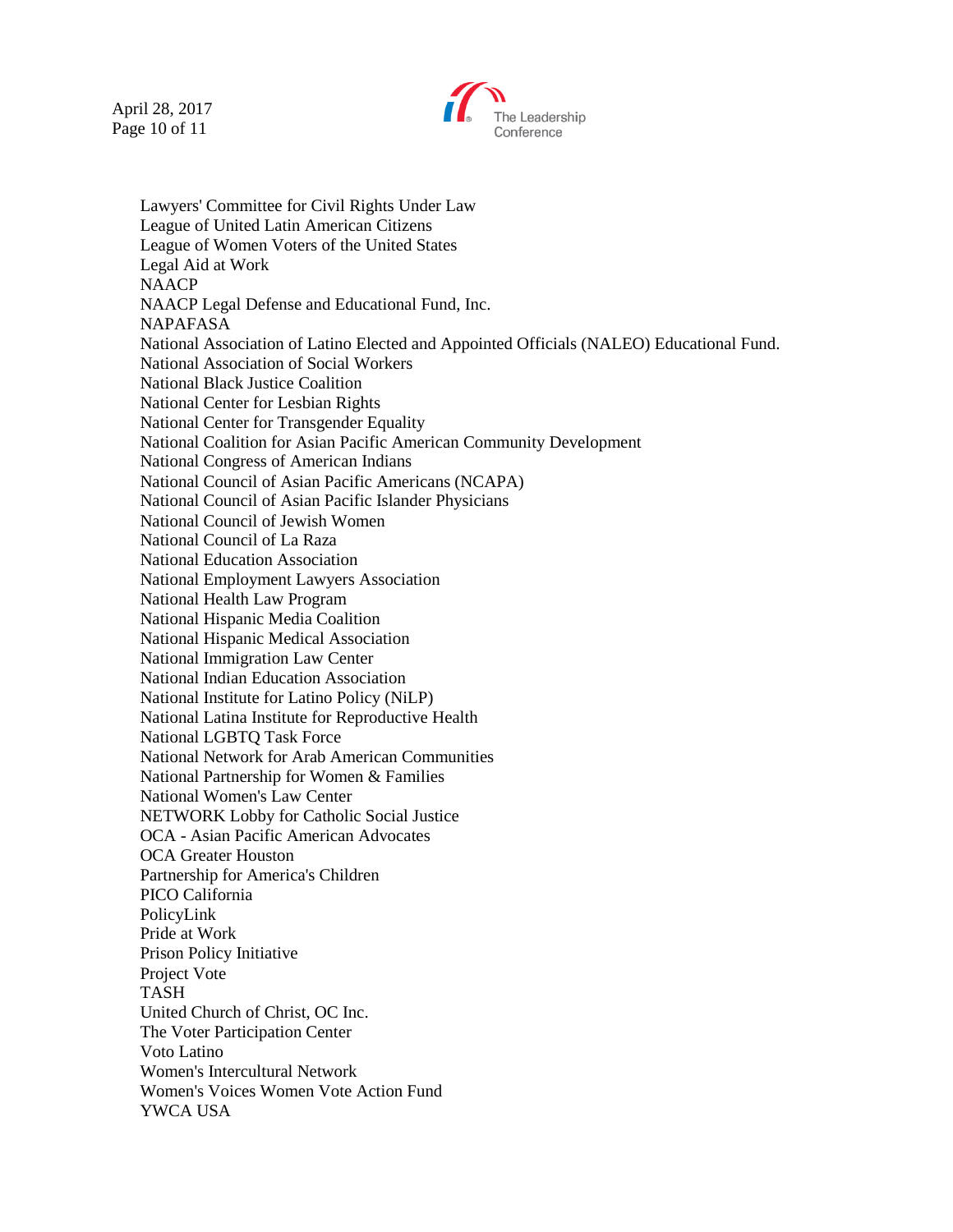Lawyers' Committee for Civil Rights Under Law
League of United Latin American Citizens
League of Women Voters of the United States
Legal Aid at Work
NAACP
NAACP Legal Defense and Educational Fund, Inc.
NAPAFASA
National Association of Latino Elected and Appointed Officials (NALEO) Educational Fund.
National Association of Social Workers
National Black Justice Coalition
National Center for Lesbian Rights
National Center for Transgender Equality
National Coalition for Asian Pacific American Community Development
National Congress of American Indians
National Council of Asian Pacific Americans (NCAPA)
National Council of Asian Pacific Islander Physicians
National Council of Jewish Women
National Council of La Raza
National Education Association
National Employment Lawyers Association
National Health Law Program
National Hispanic Media Coalition
National Hispanic Medical Association
National Immigration Law Center
National Indian Education Association
National Institute for Latino Policy (NiLP)
National Latina Institute for Reproductive Health
National LGBTQ Task Force
National Network for Arab American Communities
National Partnership for Women & Families
National Women's Law Center
NETWORK Lobby for Catholic Social Justice
OCA - Asian Pacific American Advocates
OCA Greater Houston
Partnership for America's Children
PICO California
PolicyLink
Pride at Work
Prison Policy Initiative
Project Vote
TASH
United Church of Christ, OC Inc.
The Voter Participation Center
Voto Latino
Women's Intercultural Network
Women's Voices Women Vote Action Fund
YWCA USA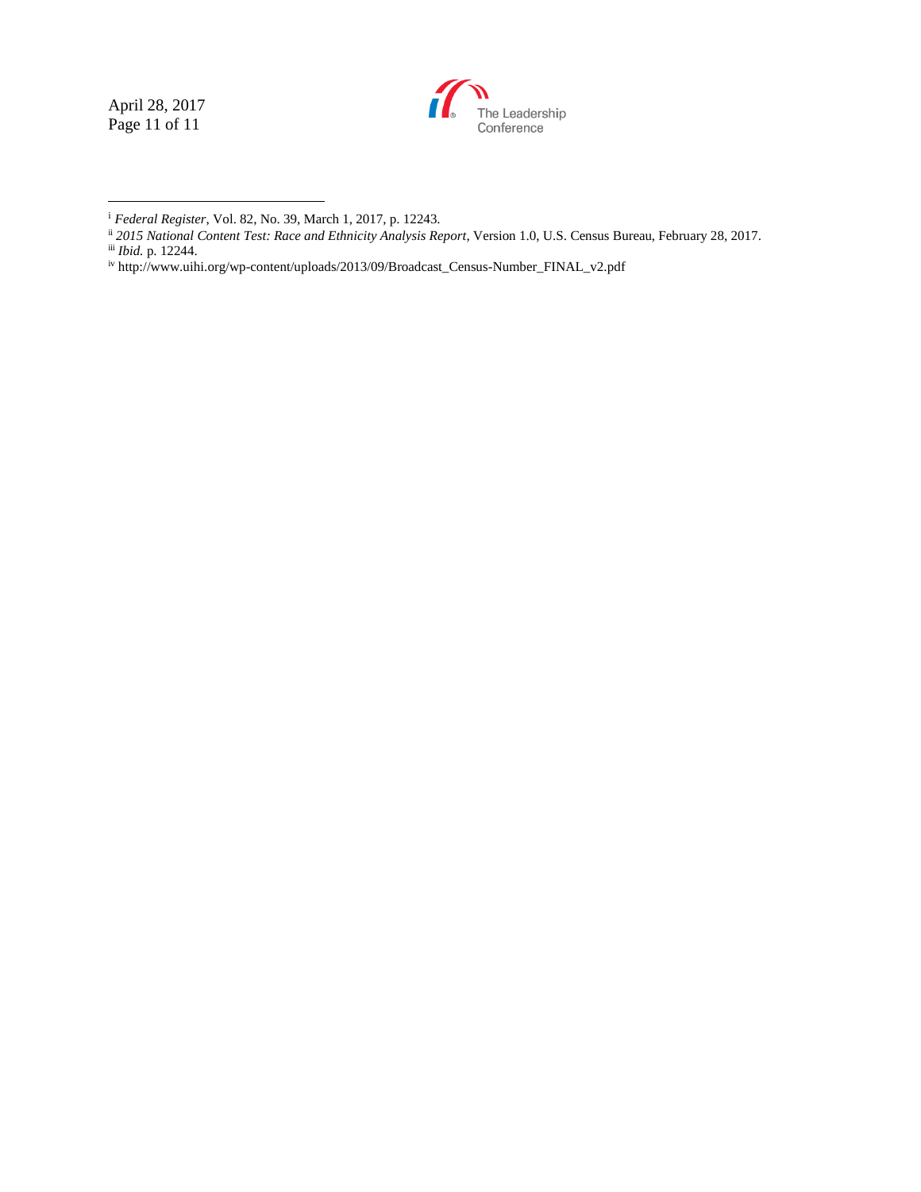[i] *Federal Register*, Vol. 82, No. 39, March 1, 2017, p. 12243.

[ii] *2015 National Content Test: Race and Ethnicity Analysis Report*, Version 1.0, U.S. Census Bureau, February 28, 2017.

[iii] *Ibid.* p. 12244.

[iv] http://www.uihi.org/wp-content/uploads/2013/09/Broadcast_Census-Number_FINAL_v2.pdf